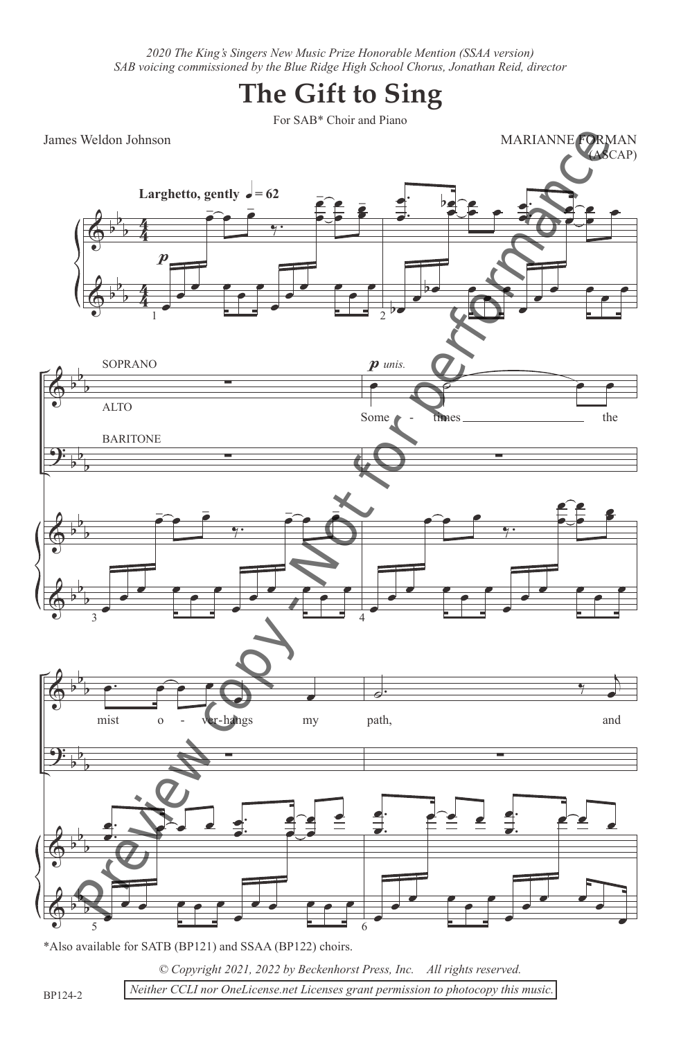*2020 The King's Singers New Music Prize Honorable Mention (SSAA version)*
*SAB voicing commissioned by the Blue Ridge High School Chorus, Jonathan Reid, director*

# The Gift to Sing

For SAB* Choir and Piano

James Weldon Johnson

MARIANNE FORMAN (ASCAP)

**Larghetto, gently** ♩ = 62

SOPRANO
ALTO
BARITONE

*p unis.*

Some - times the mist o - ver-hangs my path, and

*Also available for SATB (BP121) and SSAA (BP122) choirs.

*© Copyright 2021, 2022 by Beckenhorst Press, Inc. All rights reserved.*

*Neither CCLI nor OneLicense.net Licenses grant permission to photocopy this music.*

BP124-2

Preview copy - Not for performance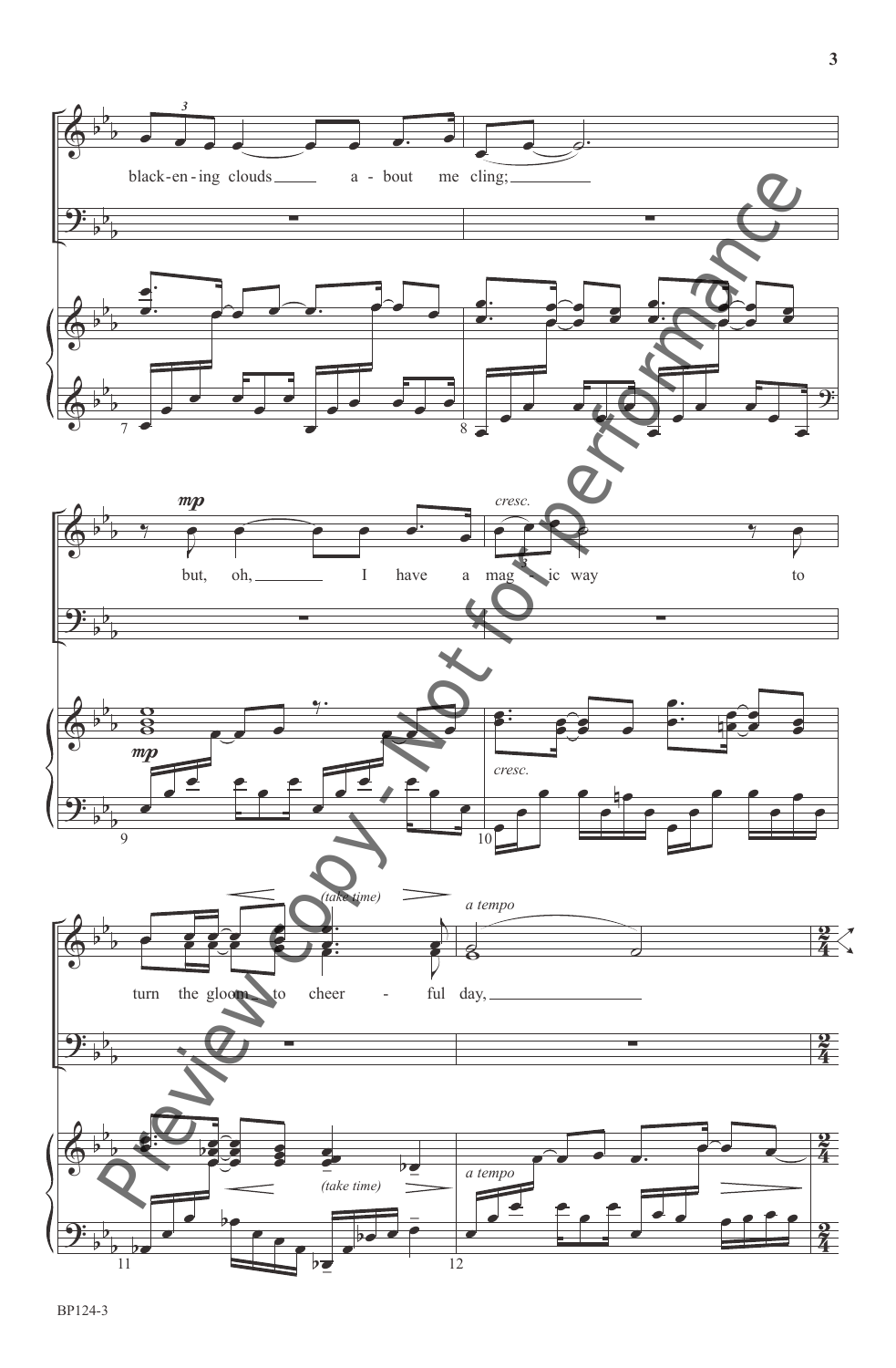black-en-ing clouds a - bout me cling;

*mp*

but, oh, I have a mag - ic way to

*cresc.*

turn the gloom to cheer - ful day,

*(take time)*

*a tempo*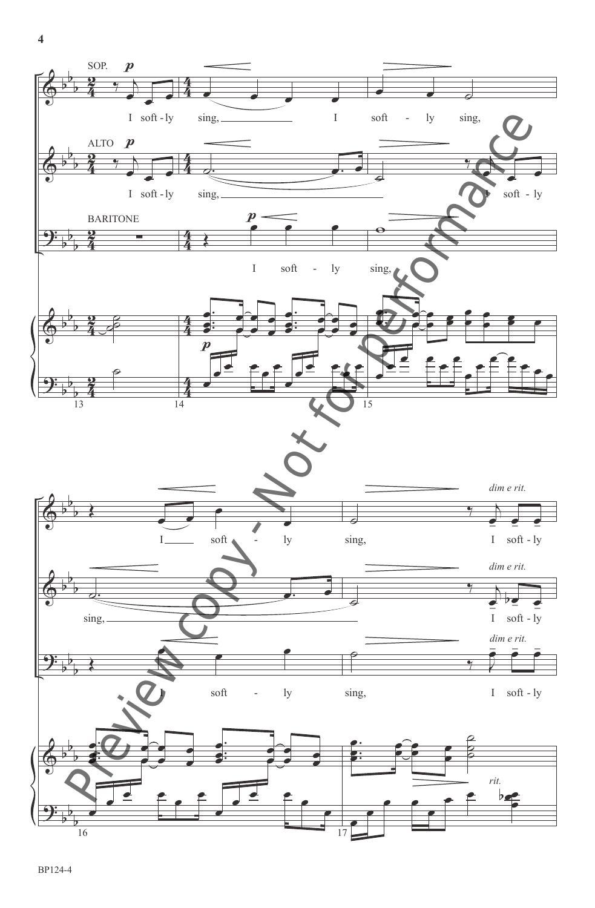SOP. *p*

I soft - ly sing, I soft - ly sing,

ALTO *p*

I soft - ly sing, I soft - ly

BARITONE

*p*

I soft - ly sing,

13 14 15

I soft - ly sing, *dim e rit.* I soft - ly

sing, *dim e rit.* I soft - ly

I soft - ly sing, *dim e rit.* I soft - ly

*rit.*

16 17

Preview copy - Not for performance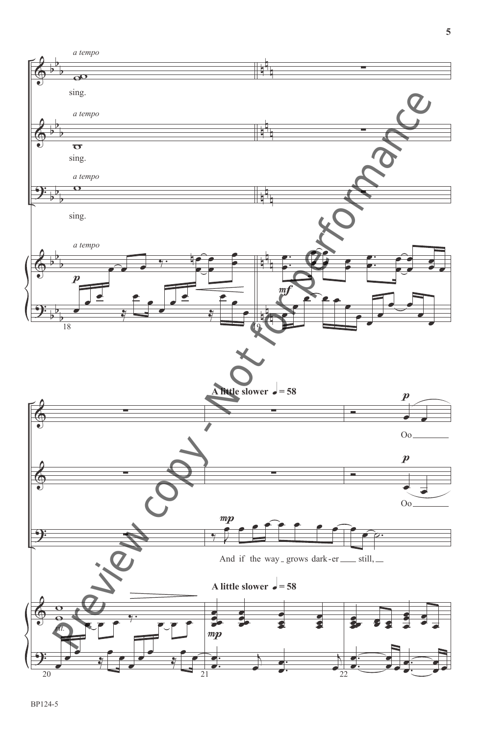*a tempo*

sing.

*a tempo*

sing.

*a tempo*

sing.

*a tempo*

**A little slower** ♩ = 58

Oo

Oo

And if the way grows dark-er still,

**A little slower** ♩ = 58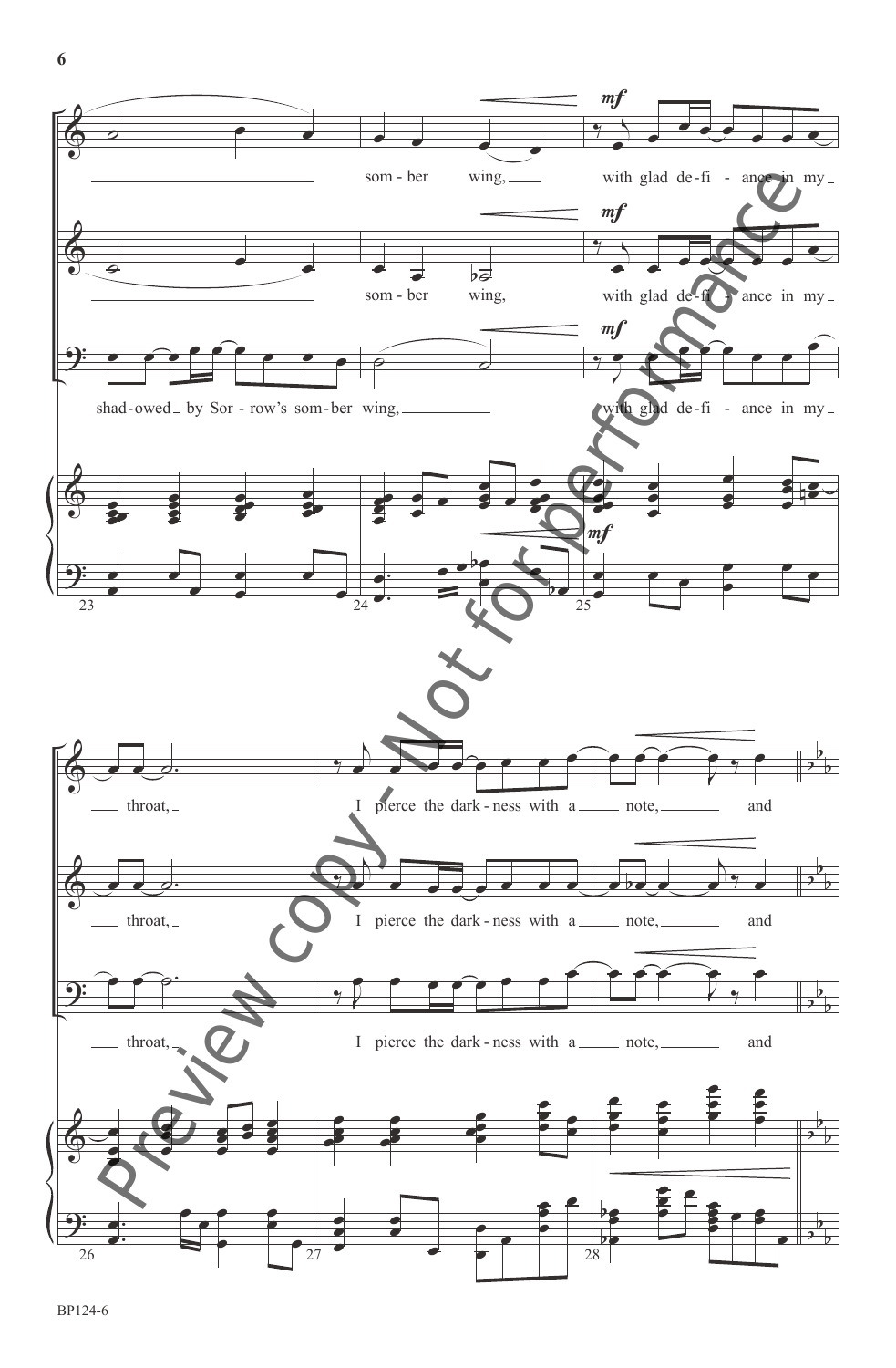som - ber wing,

with glad de-fi - ance in my

som - ber wing,

with glad de-fi - ance in my

shad-owed by Sor - row's som-ber wing,

with glad de-fi - ance in my

throat,

I pierce the dark - ness with a note,

and

throat,

I pierce the dark - ness with a note,

and

throat,

I pierce the dark - ness with a note,

and

Preview copy - Not for performance

BP124-6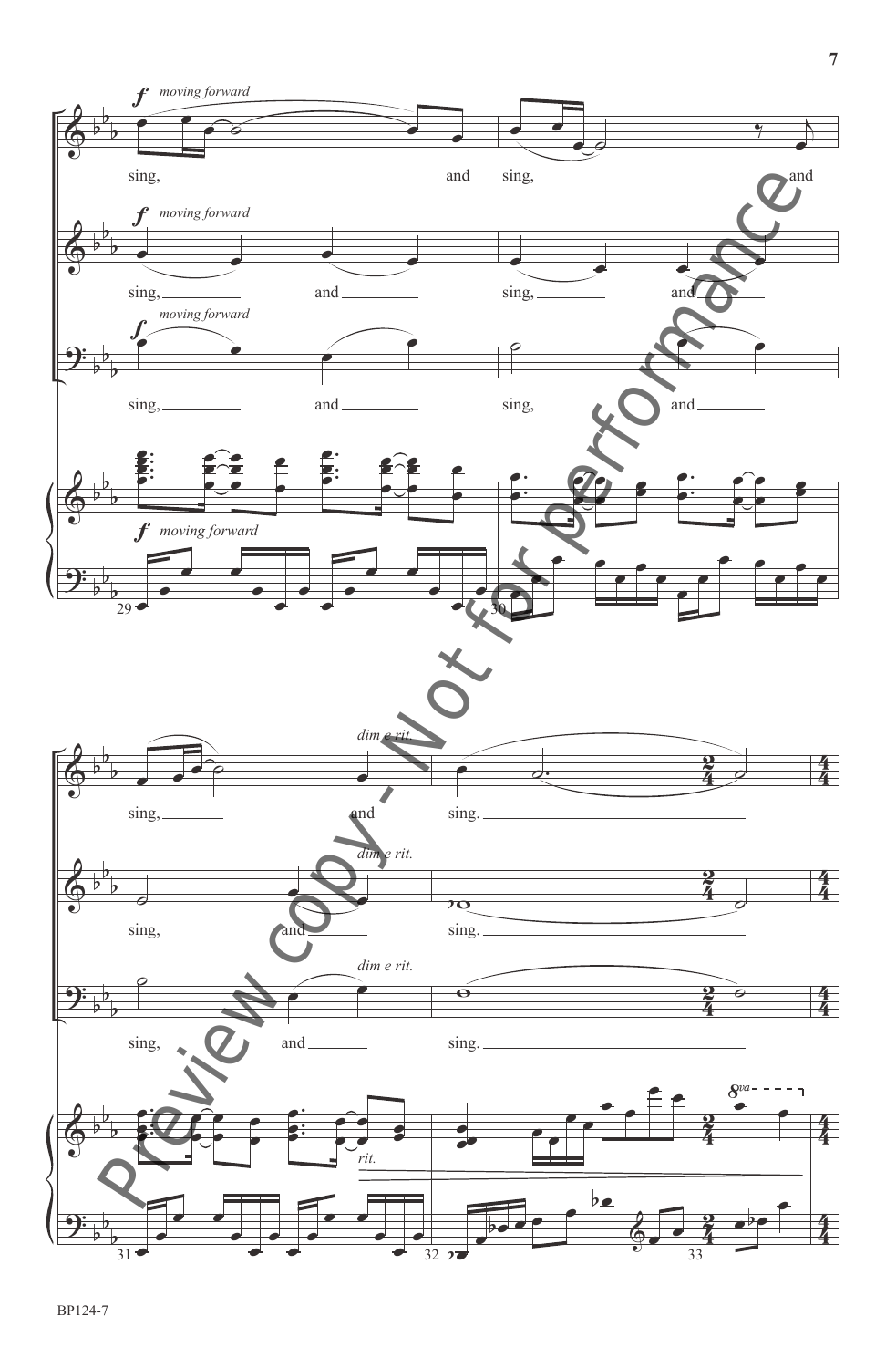*f* *moving forward*

sing, and sing, and

sing, and sing, and

sing, and sing, and

*f* *moving forward*

29 30

sing, and sing.

sing, and sing.

sing, and sing.

*dim e rit.*

*rit.*

*8va*

31 32 33

Preview copy - Not for performance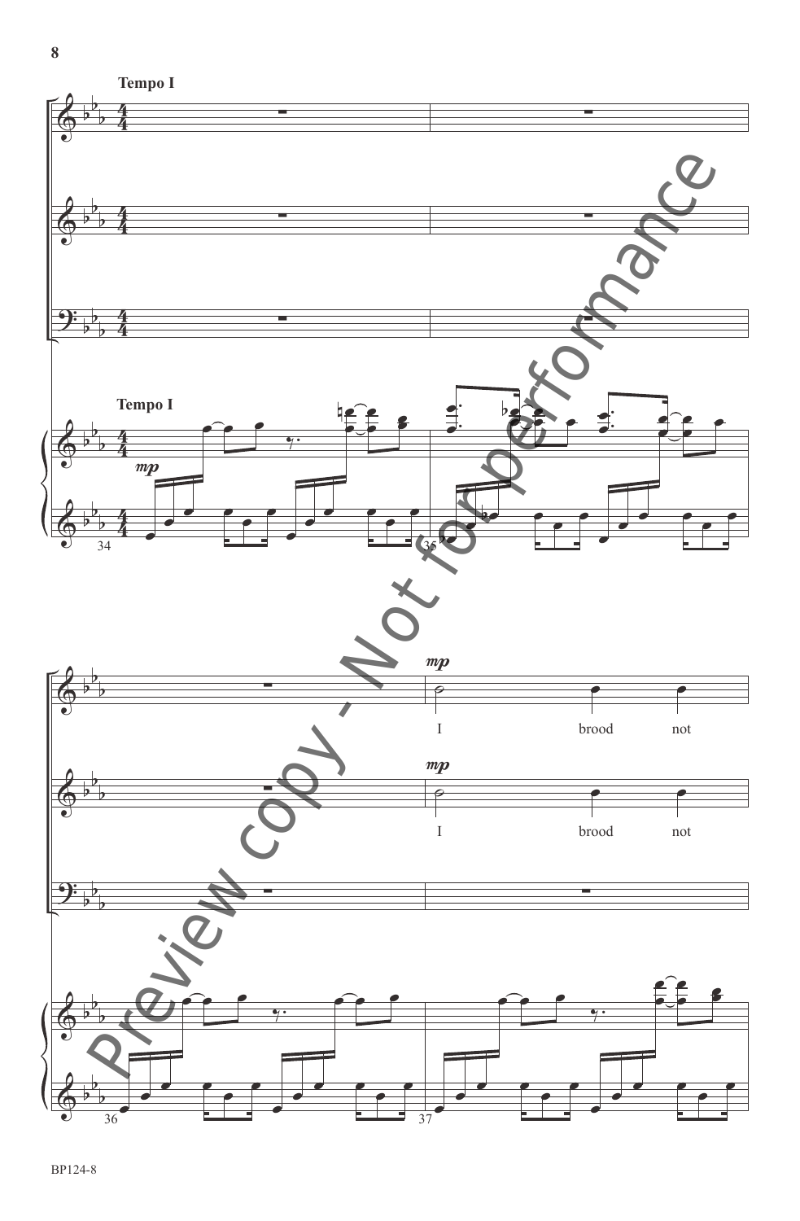**Tempo I**

**Tempo I**

*mp*

*mp*

I brood not

*mp*

I brood not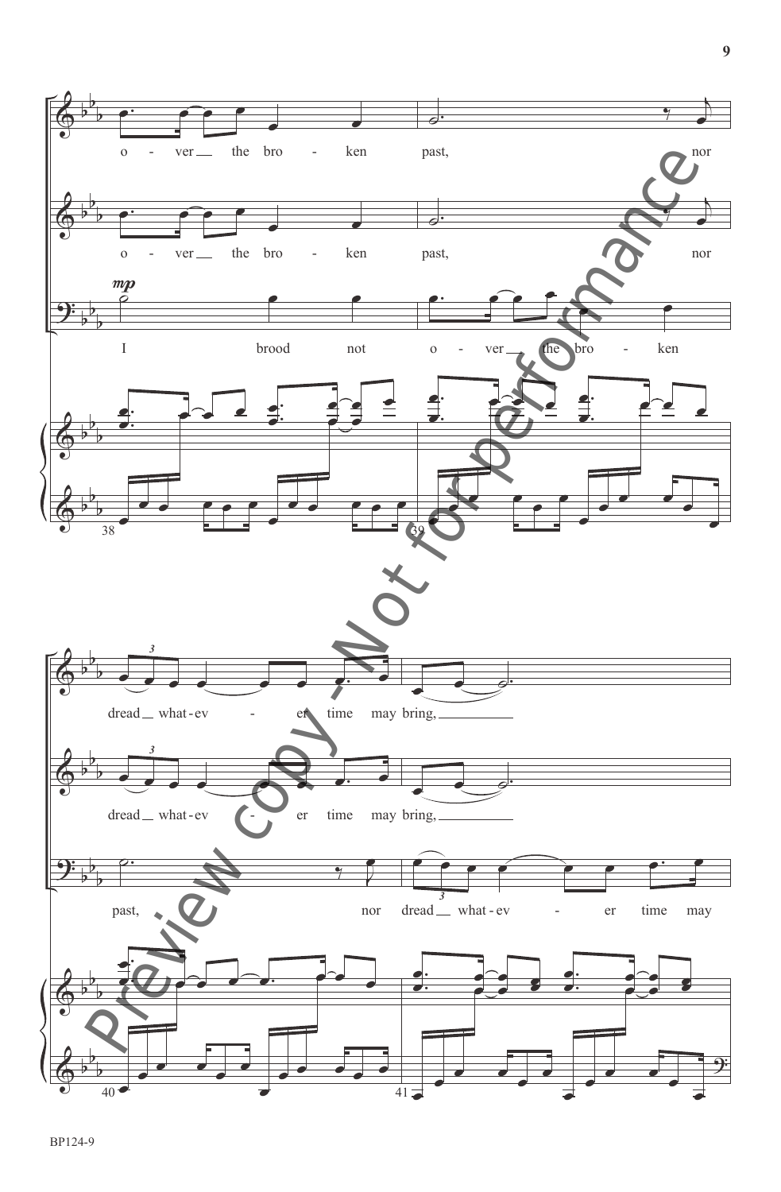o - ver the bro - ken past, nor

o - ver the bro - ken past, nor

*mp*

I brood not o - ver the bro - ken

38 39

dread what-ev - er time may bring,

dread what-ev - er time may bring,

past, nor dread what-ev - er time may

40 41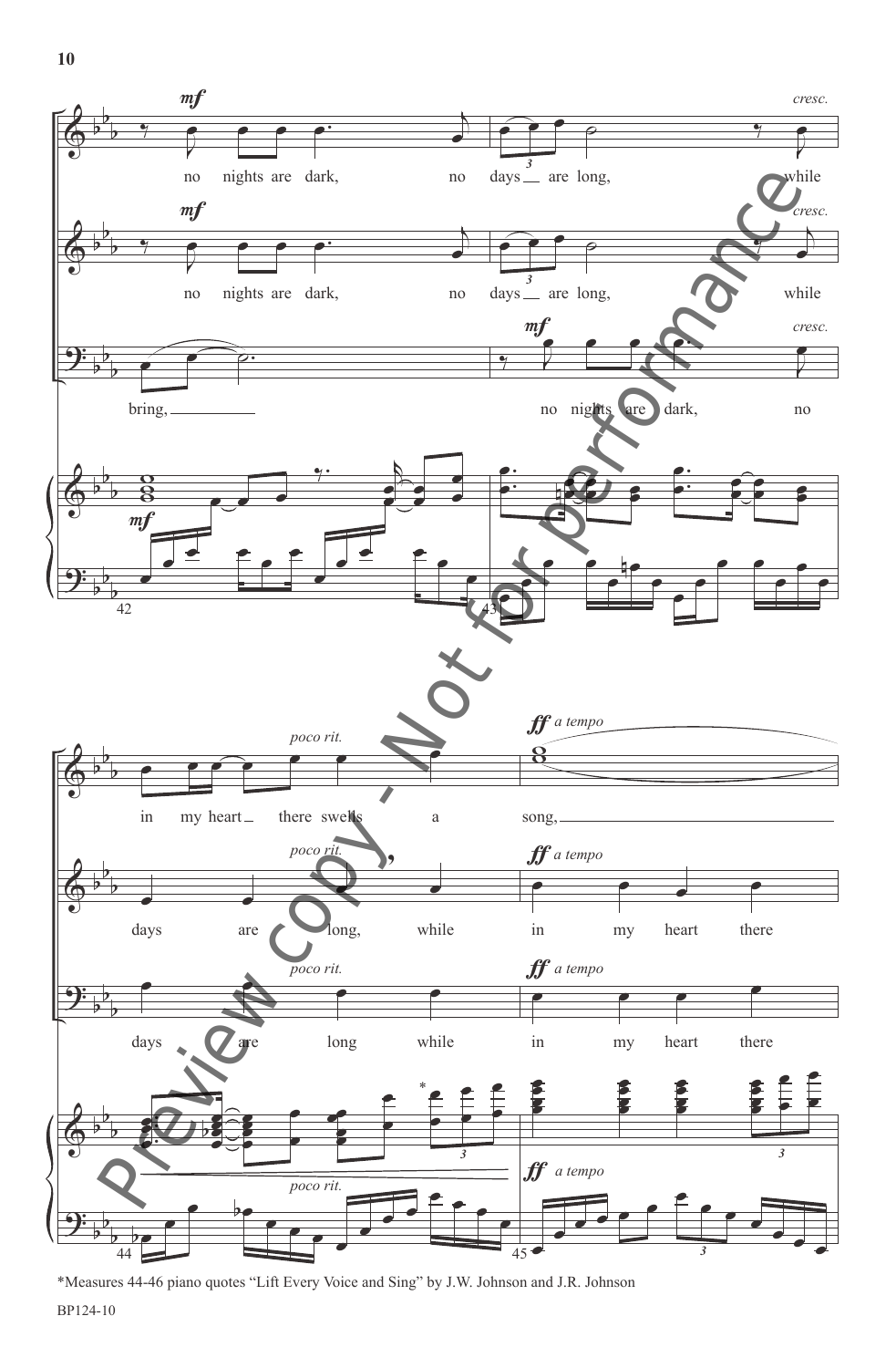*Measures 44-46 piano quotes "Lift Every Voice and Sing" by J.W. Johnson and J.R. Johnson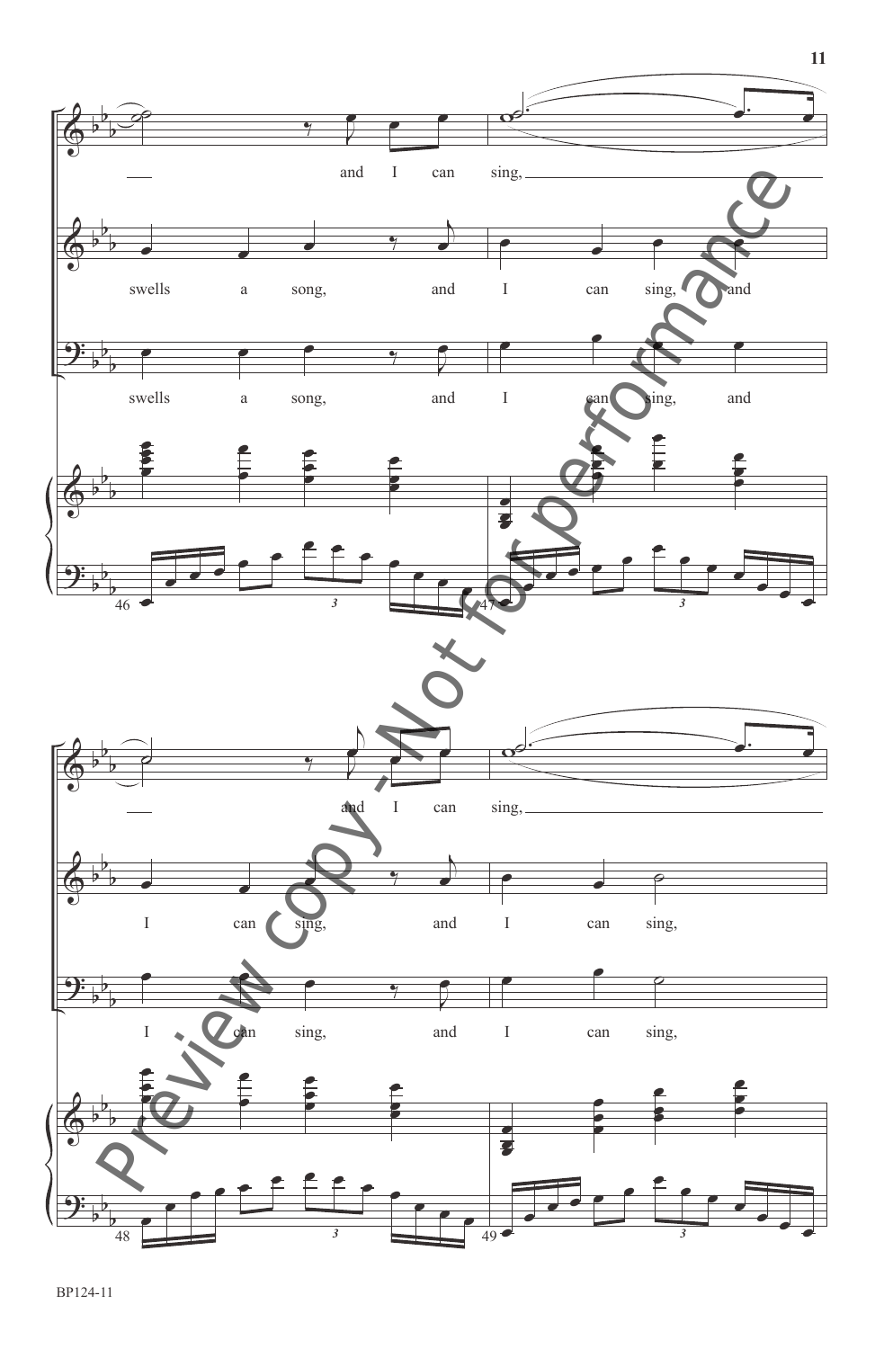and I can sing,

swells a song, and I can sing, and

swells a song, and I can sing, and

and I can sing,

I can sing, and I can sing,

I can sing, and I can sing,

Preview copy - Not for performance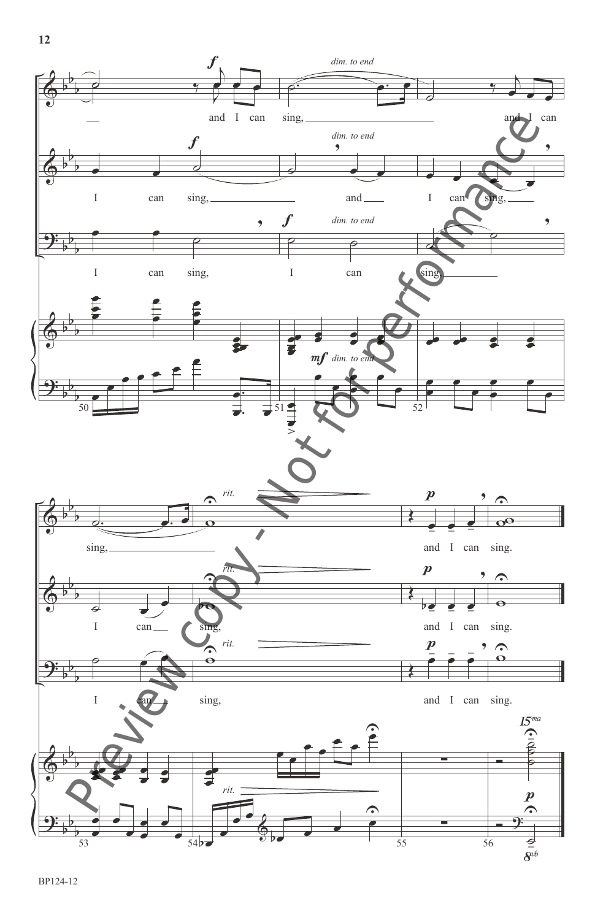dim. to end

and I can sing, and I can

I can sing, and I can sing,

I can sing, I can sing,

mf dim. to end

rit.

sing, and I can sing.

I can sing, and I can sing.

I can sing, and I can sing.

15ma

8vb

Preview copy - Not for performance